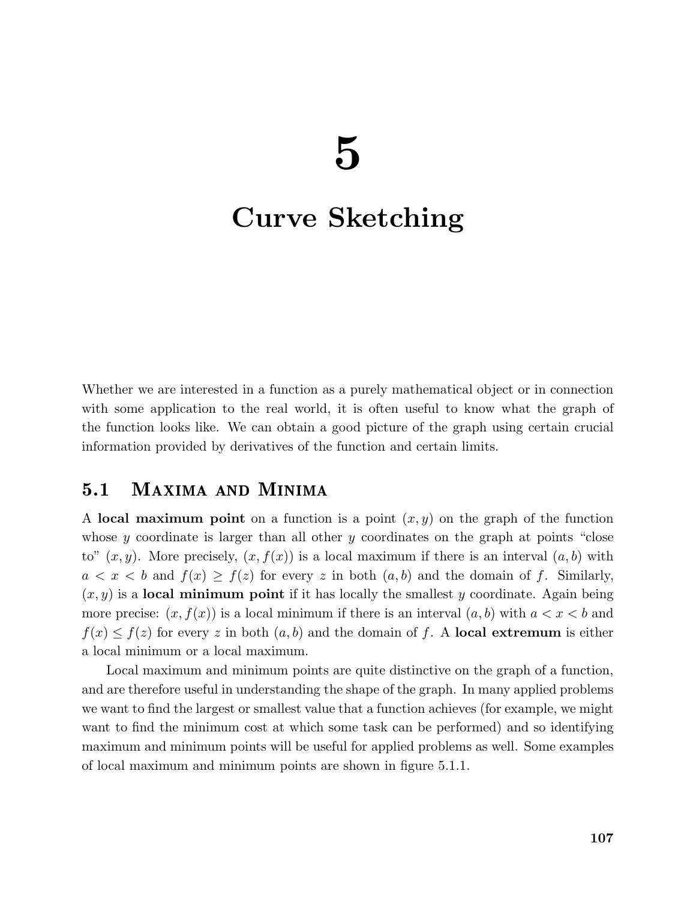# 5

# Curve Sketching

Whether we are interested in a function as a purely mathematical object or in connection with some application to the real world, it is often useful to know what the graph of the function looks like. We can obtain a good picture of the graph using certain crucial information provided by derivatives of the function and certain limits.

## 5.1 Maxima and Minima

A **local maximum point** on a function is a point $(x, y)$ on the graph of the function whose $y$ coordinate is larger than all other $y$ coordinates on the graph at points "close to" $(x, y)$. More precisely, $(x, f(x))$ is a local maximum if there is an interval $(a, b)$ with $a < x < b$ and $f(x) \geq f(z)$ for every $z$ in both $(a, b)$ and the domain of $f$. Similarly, $(x, y)$ is a **local minimum point** if it has locally the smallest $y$ coordinate. Again being more precise: $(x, f(x))$ is a local minimum if there is an interval $(a, b)$ with $a < x < b$ and $f(x) \leq f(z)$ for every $z$ in both $(a, b)$ and the domain of $f$. A **local extremum** is either a local minimum or a local maximum.

Local maximum and minimum points are quite distinctive on the graph of a function, and are therefore useful in understanding the shape of the graph. In many applied problems we want to find the largest or smallest value that a function achieves (for example, we might want to find the minimum cost at which some task can be performed) and so identifying maximum and minimum points will be useful for applied problems as well. Some examples of local maximum and minimum points are shown in figure 5.1.1.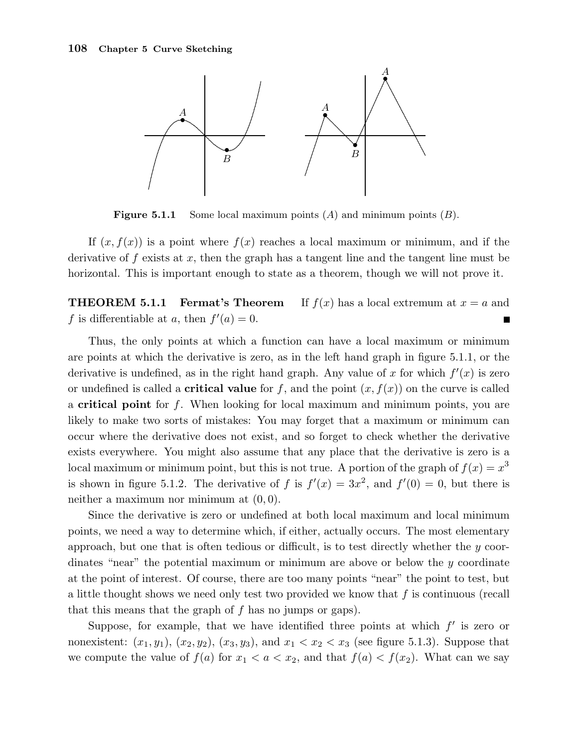**Figure 5.1.1** Some local maximum points ($A$) and minimum points ($B$).

If $(x, f(x))$ is a point where $f(x)$ reaches a local maximum or minimum, and if the derivative of $f$ exists at $x$, then the graph has a tangent line and the tangent line must be horizontal. This is important enough to state as a theorem, though we will not prove it.

**THEOREM 5.1.1 Fermat's Theorem** If $f(x)$ has a local extremum at $x = a$ and $f$ is differentiable at $a$, then $f'(a) = 0$. ■

Thus, the only points at which a function can have a local maximum or minimum are points at which the derivative is zero, as in the left hand graph in figure 5.1.1, or the derivative is undefined, as in the right hand graph. Any value of $x$ for which $f'(x)$ is zero or undefined is called a **critical value** for $f$, and the point $(x, f(x))$ on the curve is called a **critical point** for $f$. When looking for local maximum and minimum points, you are likely to make two sorts of mistakes: You may forget that a maximum or minimum can occur where the derivative does not exist, and so forget to check whether the derivative exists everywhere. You might also assume that any place that the derivative is zero is a local maximum or minimum point, but this is not true. A portion of the graph of $f(x) = x^3$ is shown in figure 5.1.2. The derivative of $f$ is $f'(x) = 3x^2$, and $f'(0) = 0$, but there is neither a maximum nor minimum at $(0, 0)$.

Since the derivative is zero or undefined at both local maximum and local minimum points, we need a way to determine which, if either, actually occurs. The most elementary approach, but one that is often tedious or difficult, is to test directly whether the $y$ coordinates "near" the potential maximum or minimum are above or below the $y$ coordinate at the point of interest. Of course, there are too many points "near" the point to test, but a little thought shows we need only test two provided we know that $f$ is continuous (recall that this means that the graph of $f$ has no jumps or gaps).

Suppose, for example, that we have identified three points at which $f'$ is zero or nonexistent: $(x_1, y_1)$, $(x_2, y_2)$, $(x_3, y_3)$, and $x_1 < x_2 < x_3$ (see figure 5.1.3). Suppose that we compute the value of $f(a)$ for $x_1 < a < x_2$, and that $f(a) < f(x_2)$. What can we say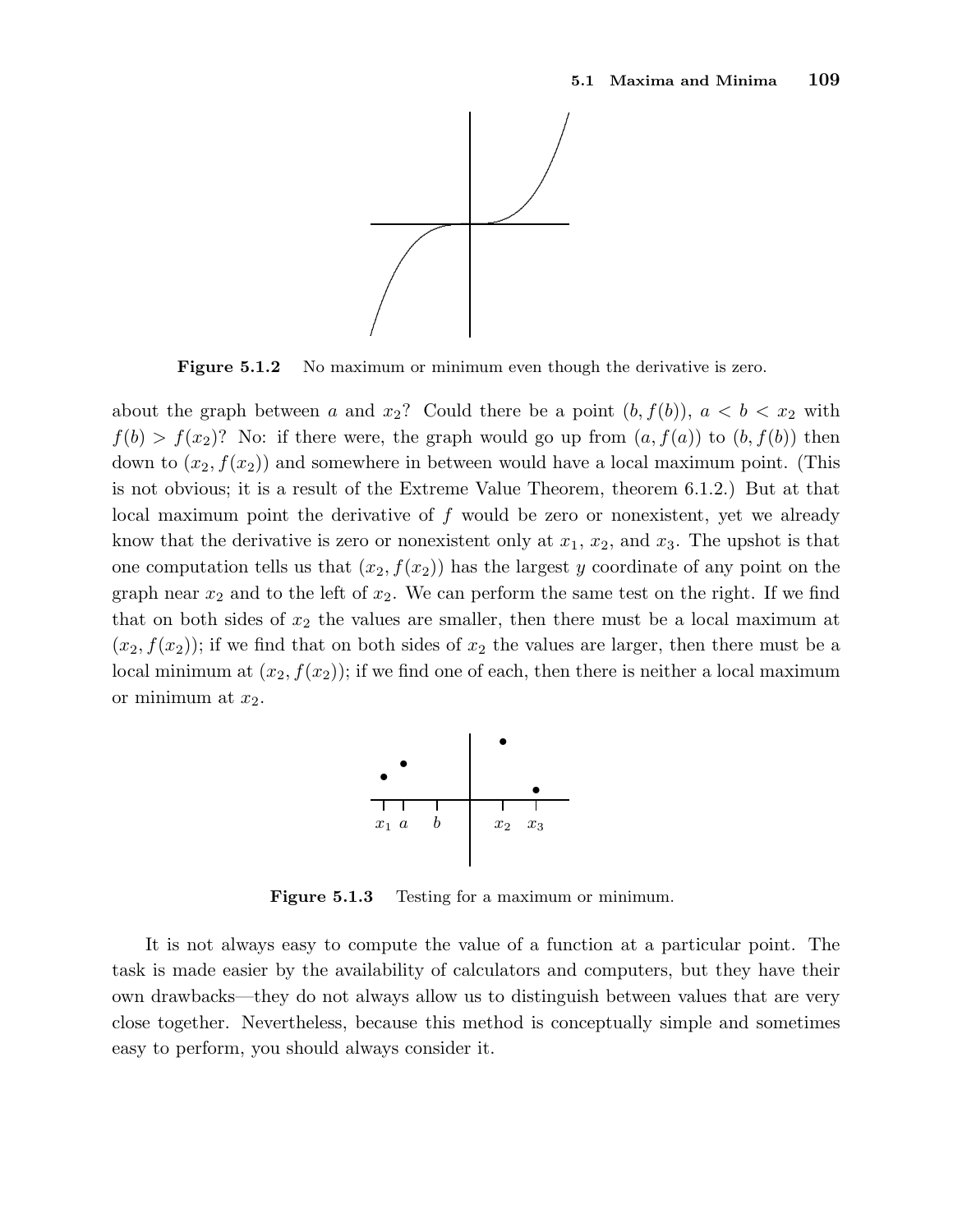**Figure 5.1.2** No maximum or minimum even though the derivative is zero.

about the graph between $a$ and $x_2$? Could there be a point $(b, f(b))$, $a < b < x_2$ with $f(b) > f(x_2)$? No: if there were, the graph would go up from $(a, f(a))$ to $(b, f(b))$ then down to $(x_2, f(x_2))$ and somewhere in between would have a local maximum point. (This is not obvious; it is a result of the Extreme Value Theorem, theorem 6.1.2.) But at that local maximum point the derivative of $f$ would be zero or nonexistent, yet we already know that the derivative is zero or nonexistent only at $x_1$, $x_2$, and $x_3$. The upshot is that one computation tells us that $(x_2, f(x_2))$ has the largest $y$ coordinate of any point on the graph near $x_2$ and to the left of $x_2$. We can perform the same test on the right. If we find that on both sides of $x_2$ the values are smaller, then there must be a local maximum at $(x_2, f(x_2))$; if we find that on both sides of $x_2$ the values are larger, then there must be a local minimum at $(x_2, f(x_2))$; if we find one of each, then there is neither a local maximum or minimum at $x_2$.

**Figure 5.1.3** Testing for a maximum or minimum.

It is not always easy to compute the value of a function at a particular point. The task is made easier by the availability of calculators and computers, but they have their own drawbacks—they do not always allow us to distinguish between values that are very close together. Nevertheless, because this method is conceptually simple and sometimes easy to perform, you should always consider it.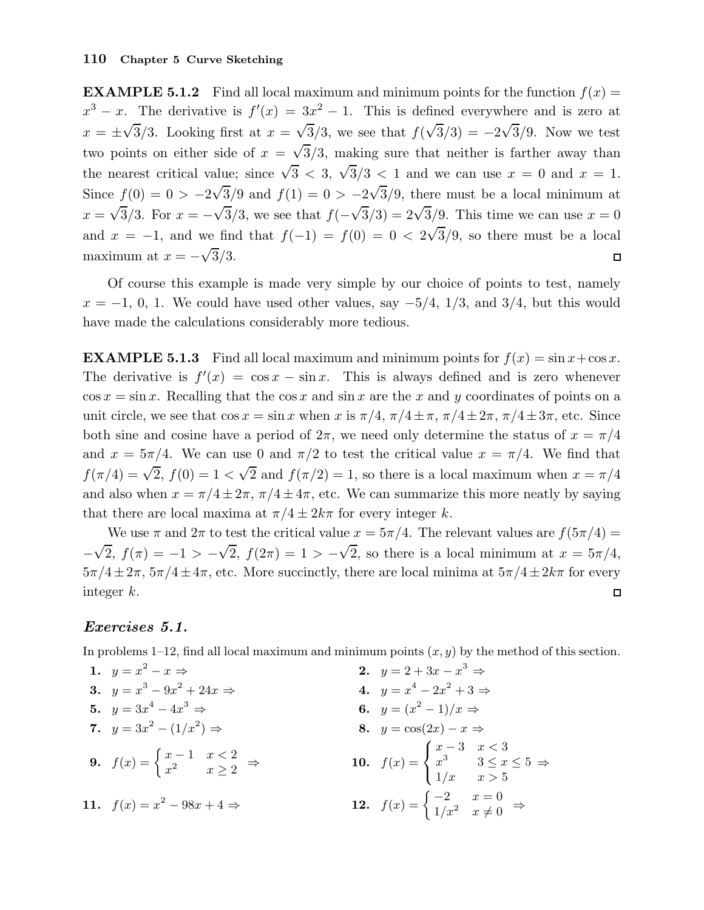**EXAMPLE 5.1.2** Find all local maximum and minimum points for the function $f(x) = x^3 - x$. The derivative is $f'(x) = 3x^2 - 1$. This is defined everywhere and is zero at $x = \pm\sqrt{3}/3$. Looking first at $x = \sqrt{3}/3$, we see that $f(\sqrt{3}/3) = -2\sqrt{3}/9$. Now we test two points on either side of $x = \sqrt{3}/3$, making sure that neither is farther away than the nearest critical value; since $\sqrt{3} < 3$, $\sqrt{3}/3 < 1$ and we can use $x = 0$ and $x = 1$. Since $f(0) = 0 > -2\sqrt{3}/9$ and $f(1) = 0 > -2\sqrt{3}/9$, there must be a local minimum at $x = \sqrt{3}/3$. For $x = -\sqrt{3}/3$, we see that $f(-\sqrt{3}/3) = 2\sqrt{3}/9$. This time we can use $x = 0$ and $x = -1$, and we find that $f(-1) = f(0) = 0 < 2\sqrt{3}/9$, so there must be a local maximum at $x = -\sqrt{3}/3$. □

Of course this example is made very simple by our choice of points to test, namely $x = -1$, $0$, $1$. We could have used other values, say $-5/4$, $1/3$, and $3/4$, but this would have made the calculations considerably more tedious.

**EXAMPLE 5.1.3** Find all local maximum and minimum points for $f(x) = \sin x + \cos x$. The derivative is $f'(x) = \cos x - \sin x$. This is always defined and is zero whenever $\cos x = \sin x$. Recalling that the $\cos x$ and $\sin x$ are the $x$ and $y$ coordinates of points on a unit circle, we see that $\cos x = \sin x$ when $x$ is $\pi/4$, $\pi/4 \pm \pi$, $\pi/4 \pm 2\pi$, $\pi/4 \pm 3\pi$, etc. Since both sine and cosine have a period of $2\pi$, we need only determine the status of $x = \pi/4$ and $x = 5\pi/4$. We can use $0$ and $\pi/2$ to test the critical value $x = \pi/4$. We find that $f(\pi/4) = \sqrt{2}$, $f(0) = 1 < \sqrt{2}$ and $f(\pi/2) = 1$, so there is a local maximum when $x = \pi/4$ and also when $x = \pi/4 \pm 2\pi$, $\pi/4 \pm 4\pi$, etc. We can summarize this more neatly by saying that there are local maxima at $\pi/4 \pm 2k\pi$ for every integer $k$.

We use $\pi$ and $2\pi$ to test the critical value $x = 5\pi/4$. The relevant values are $f(5\pi/4) = -\sqrt{2}$, $f(\pi) = -1 > -\sqrt{2}$, $f(2\pi) = 1 > -\sqrt{2}$, so there is a local minimum at $x = 5\pi/4$, $5\pi/4 \pm 2\pi$, $5\pi/4 \pm 4\pi$, etc. More succinctly, there are local minima at $5\pi/4 \pm 2k\pi$ for every integer $k$. □

### *Exercises 5.1.*

In problems 1–12, find all local maximum and minimum points $(x, y)$ by the method of this section.

**1.** $y = x^2 - x \Rightarrow$

**2.** $y = 2 + 3x - x^3 \Rightarrow$

**3.** $y = x^3 - 9x^2 + 24x \Rightarrow$

**4.** $y = x^4 - 2x^2 + 3 \Rightarrow$

**5.** $y = 3x^4 - 4x^3 \Rightarrow$

**6.** $y = (x^2 - 1)/x \Rightarrow$

**7.** $y = 3x^2 - (1/x^2) \Rightarrow$

**8.** $y = \cos(2x) - x \Rightarrow$

**9.** $f(x) = \begin{cases} x - 1 & x < 2 \\ x^2 & x \geq 2 \end{cases} \Rightarrow$

**10.** $f(x) = \begin{cases} x - 3 & x < 3 \\ x^3 & 3 \leq x \leq 5 \\ 1/x & x > 5 \end{cases} \Rightarrow$

**11.** $f(x) = x^2 - 98x + 4 \Rightarrow$

**12.** $f(x) = \begin{cases} -2 & x = 0 \\ 1/x^2 & x \neq 0 \end{cases} \Rightarrow$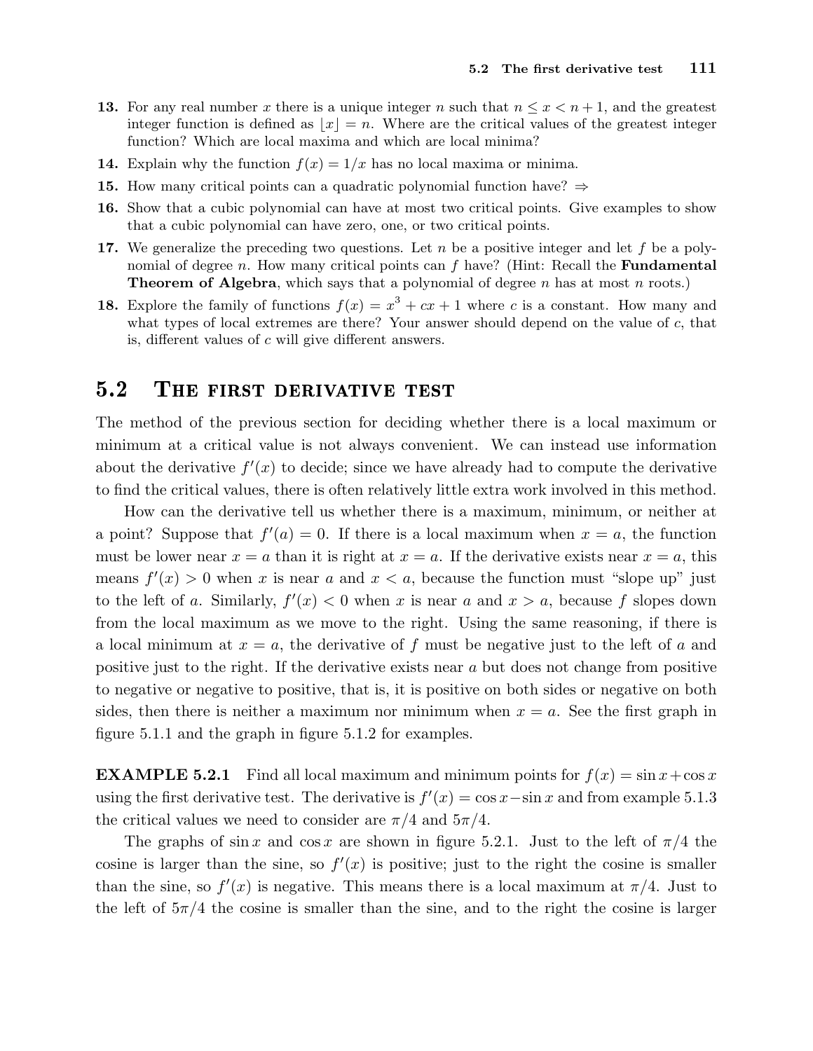13. For any real number $x$ there is a unique integer $n$ such that $n \leq x < n+1$, and the greatest integer function is defined as $\lfloor x \rfloor = n$. Where are the critical values of the greatest integer function? Which are local maxima and which are local minima?

14. Explain why the function $f(x) = 1/x$ has no local maxima or minima.

15. How many critical points can a quadratic polynomial function have? ⇒

16. Show that a cubic polynomial can have at most two critical points. Give examples to show that a cubic polynomial can have zero, one, or two critical points.

17. We generalize the preceding two questions. Let $n$ be a positive integer and let $f$ be a polynomial of degree $n$. How many critical points can $f$ have? (Hint: Recall the **Fundamental Theorem of Algebra**, which says that a polynomial of degree $n$ has at most $n$ roots.)

18. Explore the family of functions $f(x) = x^3 + cx + 1$ where $c$ is a constant. How many and what types of local extremes are there? Your answer should depend on the value of $c$, that is, different values of $c$ will give different answers.

## 5.2 The first derivative test

The method of the previous section for deciding whether there is a local maximum or minimum at a critical value is not always convenient. We can instead use information about the derivative $f'(x)$ to decide; since we have already had to compute the derivative to find the critical values, there is often relatively little extra work involved in this method.

How can the derivative tell us whether there is a maximum, minimum, or neither at a point? Suppose that $f'(a) = 0$. If there is a local maximum when $x = a$, the function must be lower near $x = a$ than it is right at $x = a$. If the derivative exists near $x = a$, this means $f'(x) > 0$ when $x$ is near $a$ and $x < a$, because the function must "slope up" just to the left of $a$. Similarly, $f'(x) < 0$ when $x$ is near $a$ and $x > a$, because $f$ slopes down from the local maximum as we move to the right. Using the same reasoning, if there is a local minimum at $x = a$, the derivative of $f$ must be negative just to the left of $a$ and positive just to the right. If the derivative exists near $a$ but does not change from positive to negative or negative to positive, that is, it is positive on both sides or negative on both sides, then there is neither a maximum nor minimum when $x = a$. See the first graph in figure 5.1.1 and the graph in figure 5.1.2 for examples.

**EXAMPLE 5.2.1** Find all local maximum and minimum points for $f(x) = \sin x + \cos x$ using the first derivative test. The derivative is $f'(x) = \cos x - \sin x$ and from example 5.1.3 the critical values we need to consider are $\pi/4$ and $5\pi/4$.

The graphs of $\sin x$ and $\cos x$ are shown in figure 5.2.1. Just to the left of $\pi/4$ the cosine is larger than the sine, so $f'(x)$ is positive; just to the right the cosine is smaller than the sine, so $f'(x)$ is negative. This means there is a local maximum at $\pi/4$. Just to the left of $5\pi/4$ the cosine is smaller than the sine, and to the right the cosine is larger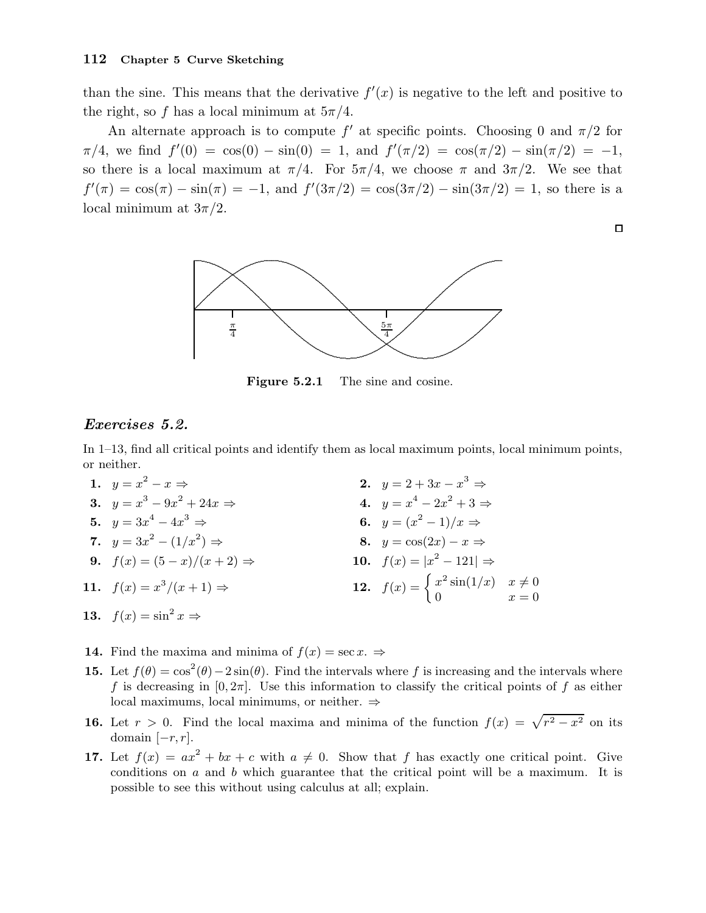than the sine. This means that the derivative $f'(x)$ is negative to the left and positive to the right, so $f$ has a local minimum at $5\pi/4$.

An alternate approach is to compute $f'$ at specific points. Choosing 0 and $\pi/2$ for $\pi/4$, we find $f'(0) = \cos(0) - \sin(0) = 1$, and $f'(\pi/2) = \cos(\pi/2) - \sin(\pi/2) = -1$, so there is a local maximum at $\pi/4$. For $5\pi/4$, we choose $\pi$ and $3\pi/2$. We see that $f'(\pi) = \cos(\pi) - \sin(\pi) = -1$, and $f'(3\pi/2) = \cos(3\pi/2) - \sin(3\pi/2) = 1$, so there is a local minimum at $3\pi/2$.

□

**Figure 5.2.1** The sine and cosine.

## *Exercises 5.2.*

In 1–13, find all critical points and identify them as local maximum points, local minimum points, or neither.

**1.** $y = x^2 - x \Rightarrow$

**2.** $y = 2 + 3x - x^3 \Rightarrow$

**3.** $y = x^3 - 9x^2 + 24x \Rightarrow$

**4.** $y = x^4 - 2x^2 + 3 \Rightarrow$

**5.** $y = 3x^4 - 4x^3 \Rightarrow$

**6.** $y = (x^2 - 1)/x \Rightarrow$

**7.** $y = 3x^2 - (1/x^2) \Rightarrow$

**8.** $y = \cos(2x) - x \Rightarrow$

**9.** $f(x) = (5 - x)/(x + 2) \Rightarrow$

**10.** $f(x) = |x^2 - 121| \Rightarrow$

**11.** $f(x) = x^3/(x + 1) \Rightarrow$

**12.** $f(x) = \begin{cases} x^2 \sin(1/x) & x \neq 0 \\ 0 & x = 0 \end{cases}$

**13.** $f(x) = \sin^2 x \Rightarrow$

**14.** Find the maxima and minima of $f(x) = \sec x$. $\Rightarrow$

**15.** Let $f(\theta) = \cos^2(\theta) - 2\sin(\theta)$. Find the intervals where $f$ is increasing and the intervals where $f$ is decreasing in $[0, 2\pi]$. Use this information to classify the critical points of $f$ as either local maximums, local minimums, or neither. $\Rightarrow$

**16.** Let $r > 0$. Find the local maxima and minima of the function $f(x) = \sqrt{r^2 - x^2}$ on its domain $[-r, r]$.

**17.** Let $f(x) = ax^2 + bx + c$ with $a \neq 0$. Show that $f$ has exactly one critical point. Give conditions on $a$ and $b$ which guarantee that the critical point will be a maximum. It is possible to see this without using calculus at all; explain.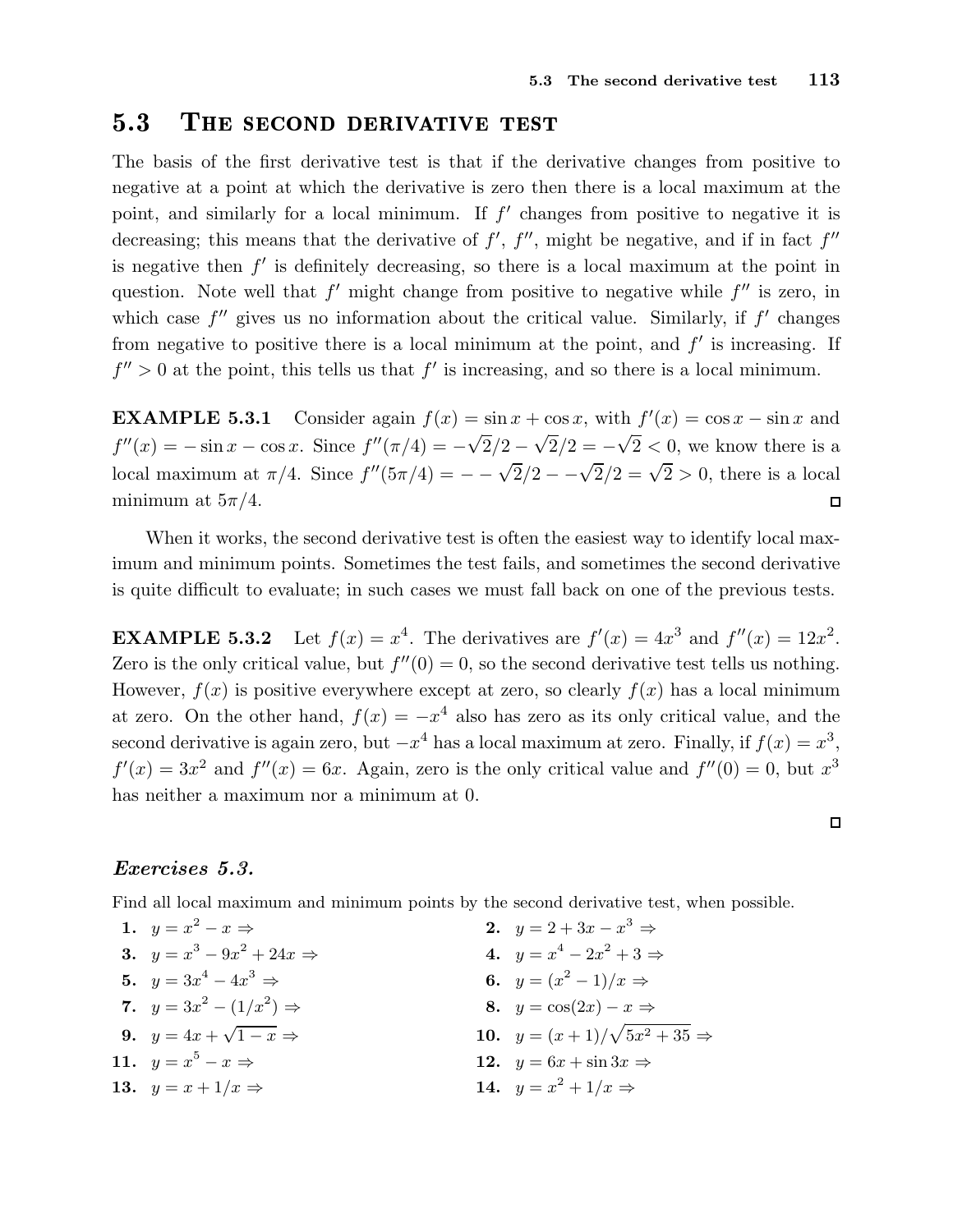## 5.3 The second derivative test

The basis of the first derivative test is that if the derivative changes from positive to negative at a point at which the derivative is zero then there is a local maximum at the point, and similarly for a local minimum. If $f'$ changes from positive to negative it is decreasing; this means that the derivative of $f'$, $f''$, might be negative, and if in fact $f''$ is negative then $f'$ is definitely decreasing, so there is a local maximum at the point in question. Note well that $f'$ might change from positive to negative while $f''$ is zero, in which case $f''$ gives us no information about the critical value. Similarly, if $f'$ changes from negative to positive there is a local minimum at the point, and $f'$ is increasing. If $f'' > 0$ at the point, this tells us that $f'$ is increasing, and so there is a local minimum.

**EXAMPLE 5.3.1** Consider again $f(x) = \sin x + \cos x$, with $f'(x) = \cos x - \sin x$ and $f''(x) = -\sin x - \cos x$. Since $f''(\pi/4) = -\sqrt{2}/2 - \sqrt{2}/2 = -\sqrt{2} < 0$, we know there is a local maximum at $\pi/4$. Since $f''(5\pi/4) = --\sqrt{2}/2 - -\sqrt{2}/2 = \sqrt{2} > 0$, there is a local minimum at $5\pi/4$. □

When it works, the second derivative test is often the easiest way to identify local maximum and minimum points. Sometimes the test fails, and sometimes the second derivative is quite difficult to evaluate; in such cases we must fall back on one of the previous tests.

**EXAMPLE 5.3.2** Let $f(x) = x^4$. The derivatives are $f'(x) = 4x^3$ and $f''(x) = 12x^2$. Zero is the only critical value, but $f''(0) = 0$, so the second derivative test tells us nothing. However, $f(x)$ is positive everywhere except at zero, so clearly $f(x)$ has a local minimum at zero. On the other hand, $f(x) = -x^4$ also has zero as its only critical value, and the second derivative is again zero, but $-x^4$ has a local maximum at zero. Finally, if $f(x) = x^3$, $f'(x) = 3x^2$ and $f''(x) = 6x$. Again, zero is the only critical value and $f''(0) = 0$, but $x^3$ has neither a maximum nor a minimum at 0. □

### *Exercises 5.3.*

Find all local maximum and minimum points by the second derivative test, when possible.

**1.** $y = x^2 - x \Rightarrow$

**2.** $y = 2 + 3x - x^3 \Rightarrow$

**3.** $y = x^3 - 9x^2 + 24x \Rightarrow$

**4.** $y = x^4 - 2x^2 + 3 \Rightarrow$

**5.** $y = 3x^4 - 4x^3 \Rightarrow$

**6.** $y = (x^2 - 1)/x \Rightarrow$

**7.** $y = 3x^2 - (1/x^2) \Rightarrow$

**8.** $y = \cos(2x) - x \Rightarrow$

**9.** $y = 4x + \sqrt{1-x} \Rightarrow$

**10.** $y = (x+1)/\sqrt{5x^2 + 35} \Rightarrow$

**11.** $y = x^5 - x \Rightarrow$

**12.** $y = 6x + \sin 3x \Rightarrow$

**13.** $y = x + 1/x \Rightarrow$

**14.** $y = x^2 + 1/x \Rightarrow$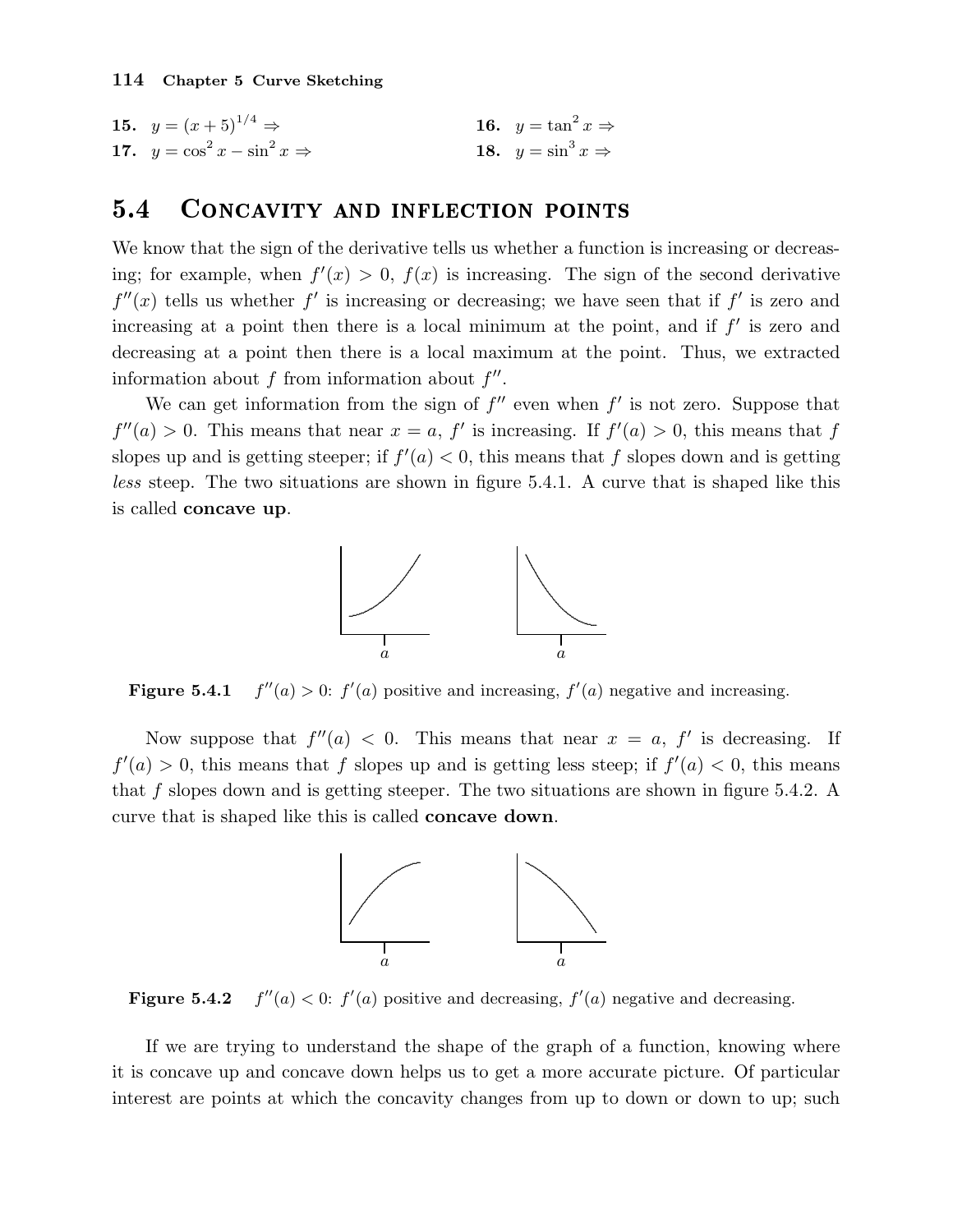**15.** $y = (x+5)^{1/4} \Rightarrow$

**16.** $y = \tan^2 x \Rightarrow$

**17.** $y = \cos^2 x - \sin^2 x \Rightarrow$

**18.** $y = \sin^3 x \Rightarrow$

## 5.4 Concavity and inflection points

We know that the sign of the derivative tells us whether a function is increasing or decreasing; for example, when $f'(x) > 0$, $f(x)$ is increasing. The sign of the second derivative $f''(x)$ tells us whether $f'$ is increasing or decreasing; we have seen that if $f'$ is zero and increasing at a point then there is a local minimum at the point, and if $f'$ is zero and decreasing at a point then there is a local maximum at the point. Thus, we extracted information about $f$ from information about $f''$.

We can get information from the sign of $f''$ even when $f'$ is not zero. Suppose that $f''(a) > 0$. This means that near $x = a$, $f'$ is increasing. If $f'(a) > 0$, this means that $f$ slopes up and is getting steeper; if $f'(a) < 0$, this means that $f$ slopes down and is getting *less* steep. The two situations are shown in figure 5.4.1. A curve that is shaped like this is called **concave up**.

**Figure 5.4.1** $f''(a) > 0$: $f'(a)$ positive and increasing, $f'(a)$ negative and increasing.

Now suppose that $f''(a) < 0$. This means that near $x = a$, $f'$ is decreasing. If $f'(a) > 0$, this means that $f$ slopes up and is getting less steep; if $f'(a) < 0$, this means that $f$ slopes down and is getting steeper. The two situations are shown in figure 5.4.2. A curve that is shaped like this is called **concave down**.

**Figure 5.4.2** $f''(a) < 0$: $f'(a)$ positive and decreasing, $f'(a)$ negative and decreasing.

If we are trying to understand the shape of the graph of a function, knowing where it is concave up and concave down helps us to get a more accurate picture. Of particular interest are points at which the concavity changes from up to down or down to up; such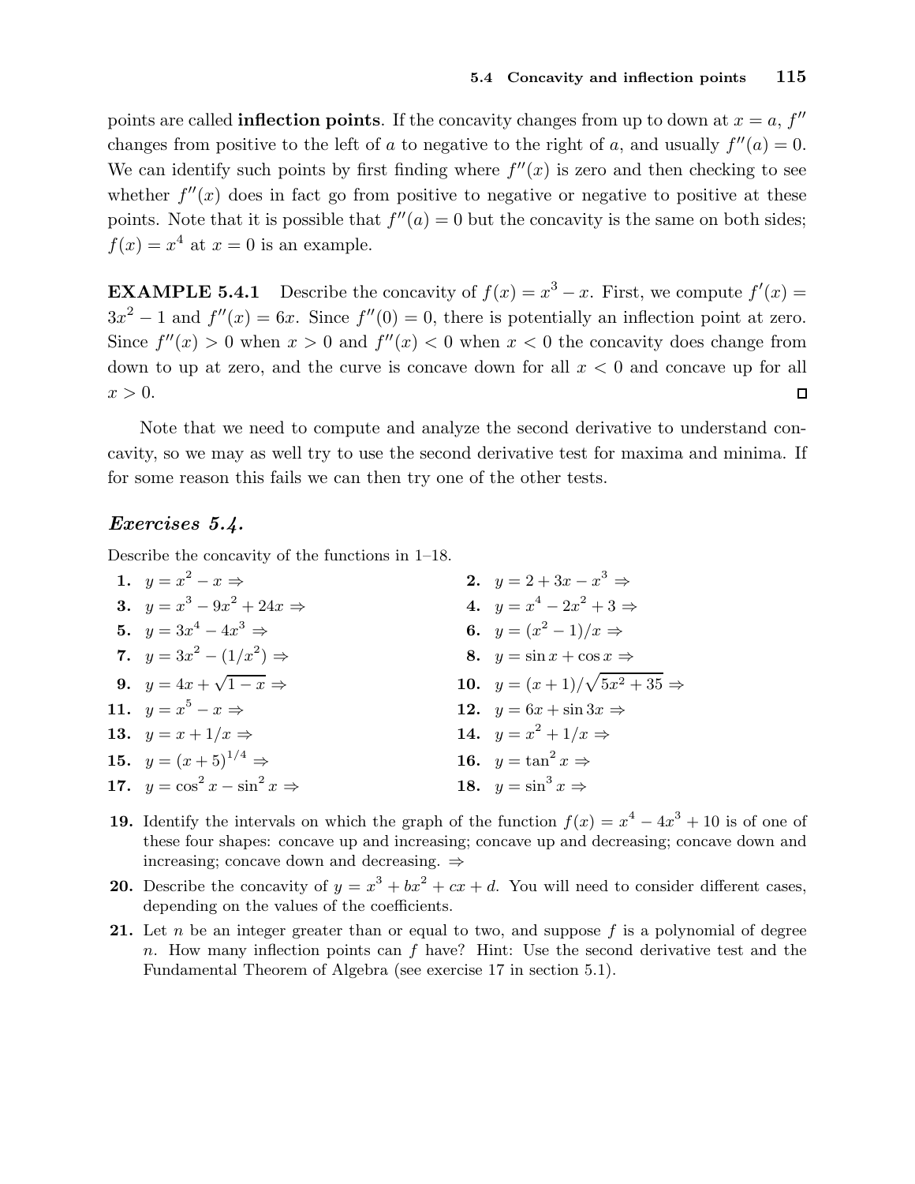points are called **inflection points**. If the concavity changes from up to down at $x = a$, $f''$ changes from positive to the left of $a$ to negative to the right of $a$, and usually $f''(a) = 0$. We can identify such points by first finding where $f''(x)$ is zero and then checking to see whether $f''(x)$ does in fact go from positive to negative or negative to positive at these points. Note that it is possible that $f''(a) = 0$ but the concavity is the same on both sides; $f(x) = x^4$ at $x = 0$ is an example.

**EXAMPLE 5.4.1** Describe the concavity of $f(x) = x^3 - x$. First, we compute $f'(x) = 3x^2 - 1$ and $f''(x) = 6x$. Since $f''(0) = 0$, there is potentially an inflection point at zero. Since $f''(x) > 0$ when $x > 0$ and $f''(x) < 0$ when $x < 0$ the concavity does change from down to up at zero, and the curve is concave down for all $x < 0$ and concave up for all $x > 0$. □

Note that we need to compute and analyze the second derivative to understand concavity, so we may as well try to use the second derivative test for maxima and minima. If for some reason this fails we can then try one of the other tests.

## *Exercises 5.4.*

Describe the concavity of the functions in 1–18.

**1.** $y = x^2 - x \Rightarrow$

**2.** $y = 2 + 3x - x^3 \Rightarrow$

**3.** $y = x^3 - 9x^2 + 24x \Rightarrow$

**4.** $y = x^4 - 2x^2 + 3 \Rightarrow$

**5.** $y = 3x^4 - 4x^3 \Rightarrow$

**6.** $y = (x^2 - 1)/x \Rightarrow$

**7.** $y = 3x^2 - (1/x^2) \Rightarrow$

**8.** $y = \sin x + \cos x \Rightarrow$

**9.** $y = 4x + \sqrt{1 - x} \Rightarrow$

**10.** $y = (x + 1)/\sqrt{5x^2 + 35} \Rightarrow$

**11.** $y = x^5 - x \Rightarrow$

**12.** $y = 6x + \sin 3x \Rightarrow$

**13.** $y = x + 1/x \Rightarrow$

**14.** $y = x^2 + 1/x \Rightarrow$

**15.** $y = (x + 5)^{1/4} \Rightarrow$

**16.** $y = \tan^2 x \Rightarrow$

**17.** $y = \cos^2 x - \sin^2 x \Rightarrow$

**18.** $y = \sin^3 x \Rightarrow$

**19.** Identify the intervals on which the graph of the function $f(x) = x^4 - 4x^3 + 10$ is of one of these four shapes: concave up and increasing; concave up and decreasing; concave down and increasing; concave down and decreasing. $\Rightarrow$

**20.** Describe the concavity of $y = x^3 + bx^2 + cx + d$. You will need to consider different cases, depending on the values of the coefficients.

**21.** Let $n$ be an integer greater than or equal to two, and suppose $f$ is a polynomial of degree $n$. How many inflection points can $f$ have? Hint: Use the second derivative test and the Fundamental Theorem of Algebra (see exercise 17 in section 5.1).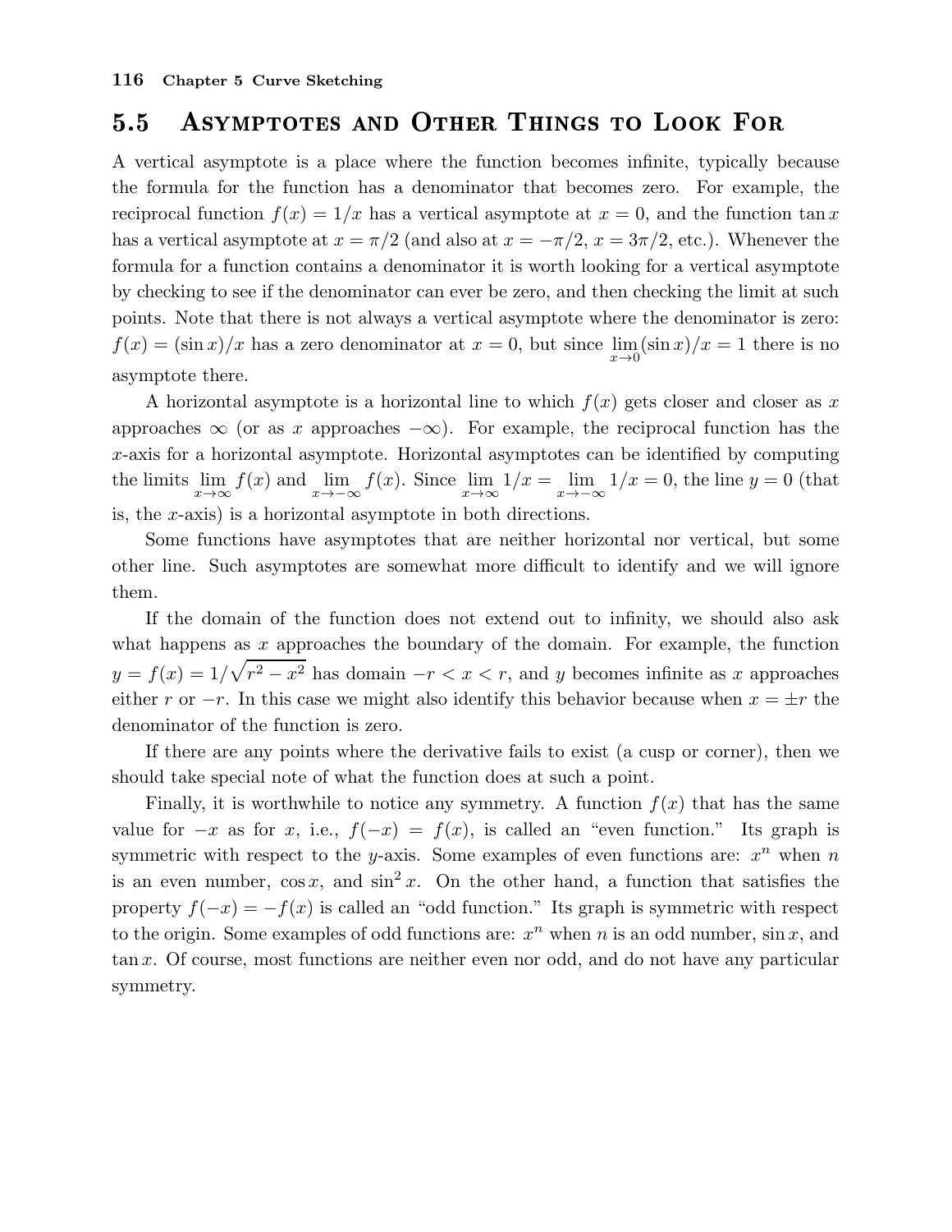## 5.5 Asymptotes and Other Things to Look For

A vertical asymptote is a place where the function becomes infinite, typically because the formula for the function has a denominator that becomes zero. For example, the reciprocal function $f(x) = 1/x$ has a vertical asymptote at $x = 0$, and the function $\tan x$ has a vertical asymptote at $x = \pi/2$ (and also at $x = -\pi/2$, $x = 3\pi/2$, etc.). Whenever the formula for a function contains a denominator it is worth looking for a vertical asymptote by checking to see if the denominator can ever be zero, and then checking the limit at such points. Note that there is not always a vertical asymptote where the denominator is zero: $f(x) = (\sin x)/x$ has a zero denominator at $x = 0$, but since $\lim_{x\to 0}(\sin x)/x = 1$ there is no asymptote there.

A horizontal asymptote is a horizontal line to which $f(x)$ gets closer and closer as $x$ approaches $\infty$ (or as $x$ approaches $-\infty$). For example, the reciprocal function has the $x$-axis for a horizontal asymptote. Horizontal asymptotes can be identified by computing the limits $\lim_{x\to\infty} f(x)$ and $\lim_{x\to-\infty} f(x)$. Since $\lim_{x\to\infty} 1/x = \lim_{x\to-\infty} 1/x = 0$, the line $y = 0$ (that is, the $x$-axis) is a horizontal asymptote in both directions.

Some functions have asymptotes that are neither horizontal nor vertical, but some other line. Such asymptotes are somewhat more difficult to identify and we will ignore them.

If the domain of the function does not extend out to infinity, we should also ask what happens as $x$ approaches the boundary of the domain. For example, the function $y = f(x) = 1/\sqrt{r^2 - x^2}$ has domain $-r < x < r$, and $y$ becomes infinite as $x$ approaches either $r$ or $-r$. In this case we might also identify this behavior because when $x = \pm r$ the denominator of the function is zero.

If there are any points where the derivative fails to exist (a cusp or corner), then we should take special note of what the function does at such a point.

Finally, it is worthwhile to notice any symmetry. A function $f(x)$ that has the same value for $-x$ as for $x$, i.e., $f(-x) = f(x)$, is called an "even function." Its graph is symmetric with respect to the $y$-axis. Some examples of even functions are: $x^n$ when $n$ is an even number, $\cos x$, and $\sin^2 x$. On the other hand, a function that satisfies the property $f(-x) = -f(x)$ is called an "odd function." Its graph is symmetric with respect to the origin. Some examples of odd functions are: $x^n$ when $n$ is an odd number, $\sin x$, and $\tan x$. Of course, most functions are neither even nor odd, and do not have any particular symmetry.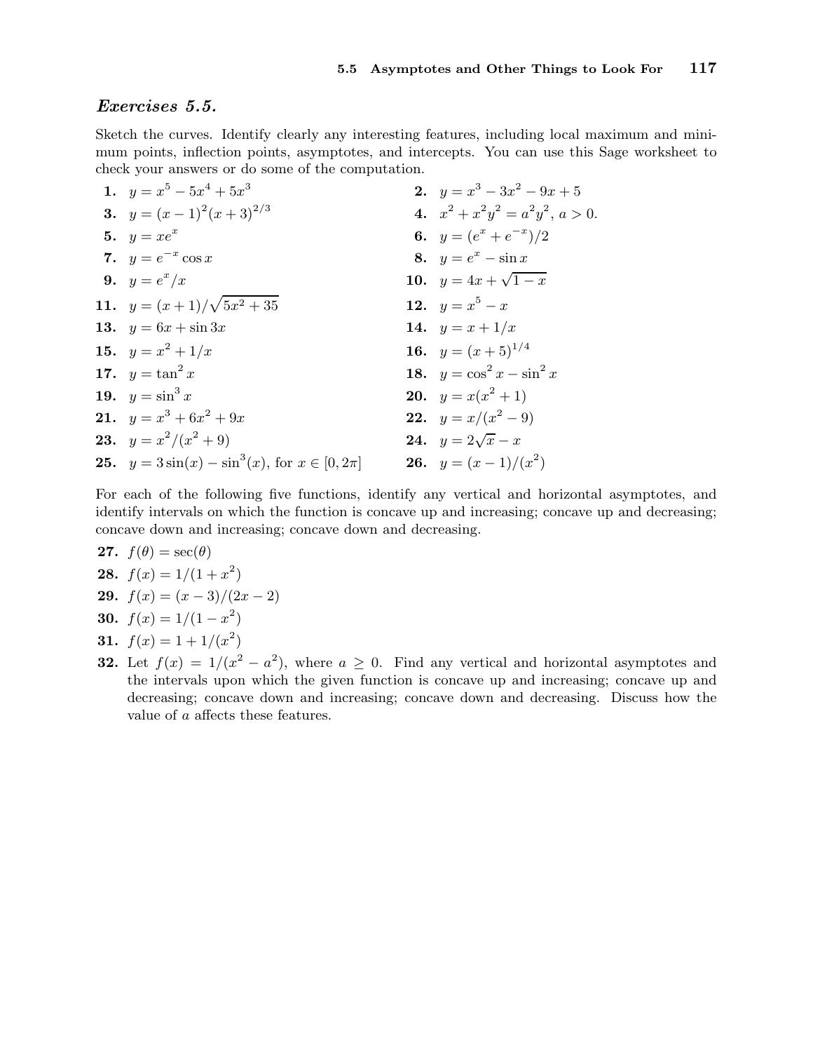### *Exercises 5.5.*

Sketch the curves. Identify clearly any interesting features, including local maximum and minimum points, inflection points, asymptotes, and intercepts. You can use this Sage worksheet to check your answers or do some of the computation.

**1.** $y = x^5 - 5x^4 + 5x^3$

**2.** $y = x^3 - 3x^2 - 9x + 5$

**3.** $y = (x-1)^2(x+3)^{2/3}$

**4.** $x^2 + x^2y^2 = a^2y^2$, $a > 0$.

**5.** $y = xe^x$

**6.** $y = (e^x + e^{-x})/2$

**7.** $y = e^{-x}\cos x$

**8.** $y = e^x - \sin x$

**9.** $y = e^x/x$

**10.** $y = 4x + \sqrt{1-x}$

**11.** $y = (x+1)/\sqrt{5x^2+35}$

**12.** $y = x^5 - x$

**13.** $y = 6x + \sin 3x$

**14.** $y = x + 1/x$

**15.** $y = x^2 + 1/x$

**16.** $y = (x+5)^{1/4}$

**17.** $y = \tan^2 x$

**18.** $y = \cos^2 x - \sin^2 x$

**19.** $y = \sin^3 x$

**20.** $y = x(x^2+1)$

**21.** $y = x^3 + 6x^2 + 9x$

**22.** $y = x/(x^2-9)$

**23.** $y = x^2/(x^2+9)$

**24.** $y = 2\sqrt{x} - x$

**25.** $y = 3\sin(x) - \sin^3(x)$, for $x \in [0, 2\pi]$

**26.** $y = (x-1)/(x^2)$

For each of the following five functions, identify any vertical and horizontal asymptotes, and identify intervals on which the function is concave up and increasing; concave up and decreasing; concave down and increasing; concave down and decreasing.

**27.** $f(\theta) = \sec(\theta)$

**28.** $f(x) = 1/(1+x^2)$

**29.** $f(x) = (x-3)/(2x-2)$

**30.** $f(x) = 1/(1-x^2)$

**31.** $f(x) = 1 + 1/(x^2)$

**32.** Let $f(x) = 1/(x^2 - a^2)$, where $a \geq 0$. Find any vertical and horizontal asymptotes and the intervals upon which the given function is concave up and increasing; concave up and decreasing; concave down and increasing; concave down and decreasing. Discuss how the value of $a$ affects these features.